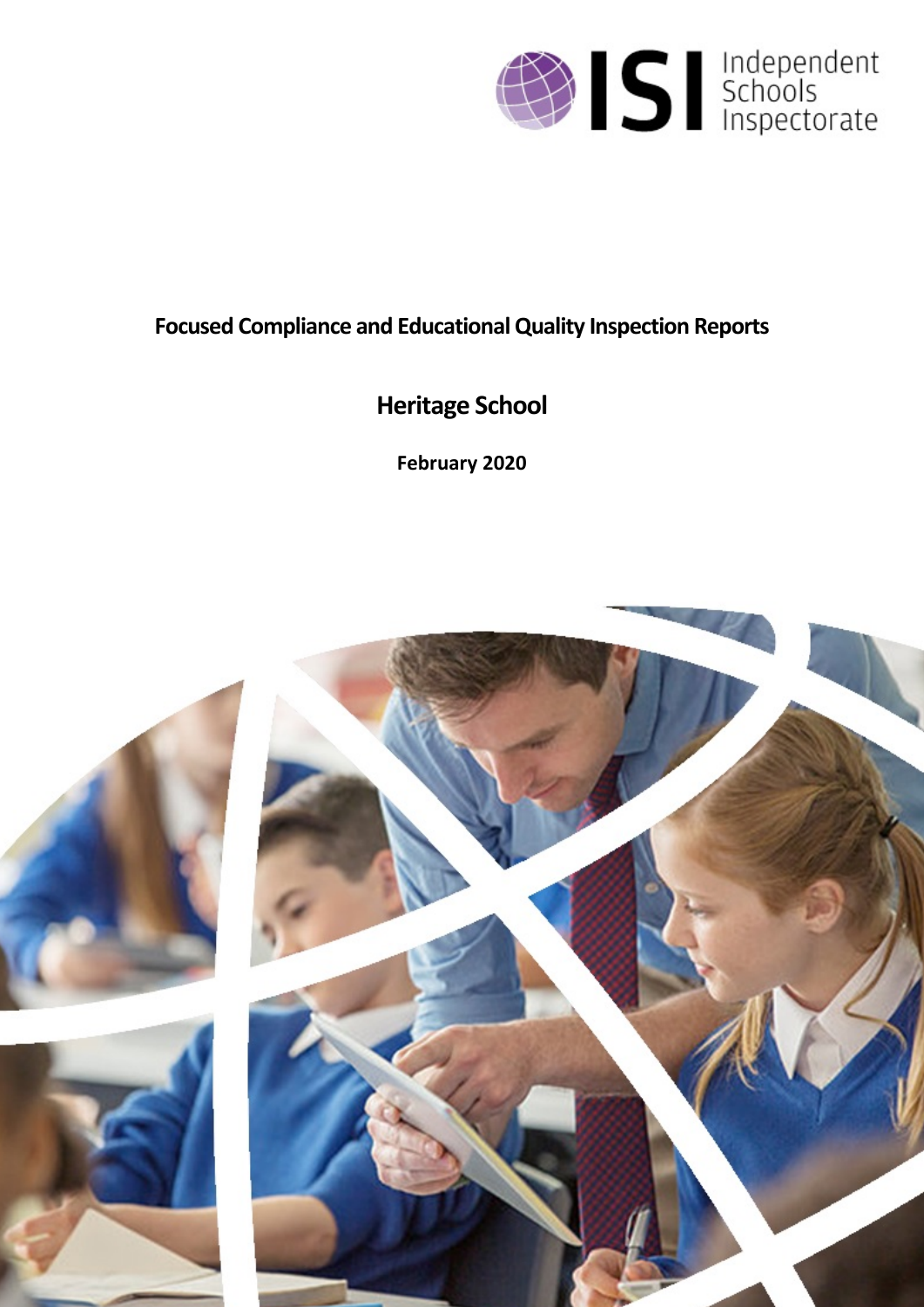ISI Independent Schools Inspectorate

# Focused Compliance and Educational Quality Inspection Reports

## Heritage School

**February 2020**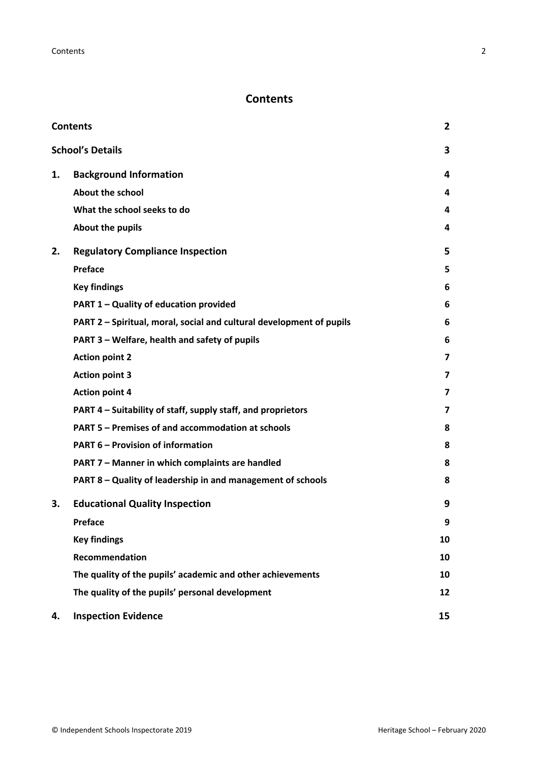# Contents

| | | |
|---|---|---|
| **Contents** | | **2** |
| **School's Details** | | **3** |
| **1.** | **Background Information** | **4** |
| | **About the school** | **4** |
| | **What the school seeks to do** | **4** |
| | **About the pupils** | **4** |
| **2.** | **Regulatory Compliance Inspection** | **5** |
| | **Preface** | **5** |
| | **Key findings** | **6** |
| | **PART 1 – Quality of education provided** | **6** |
| | **PART 2 – Spiritual, moral, social and cultural development of pupils** | **6** |
| | **PART 3 – Welfare, health and safety of pupils** | **6** |
| | **Action point 2** | **7** |
| | **Action point 3** | **7** |
| | **Action point 4** | **7** |
| | **PART 4 – Suitability of staff, supply staff, and proprietors** | **7** |
| | **PART 5 – Premises of and accommodation at schools** | **8** |
| | **PART 6 – Provision of information** | **8** |
| | **PART 7 – Manner in which complaints are handled** | **8** |
| | **PART 8 – Quality of leadership in and management of schools** | **8** |
| **3.** | **Educational Quality Inspection** | **9** |
| | **Preface** | **9** |
| | **Key findings** | **10** |
| | **Recommendation** | **10** |
| | **The quality of the pupils' academic and other achievements** | **10** |
| | **The quality of the pupils' personal development** | **12** |
| **4.** | **Inspection Evidence** | **15** |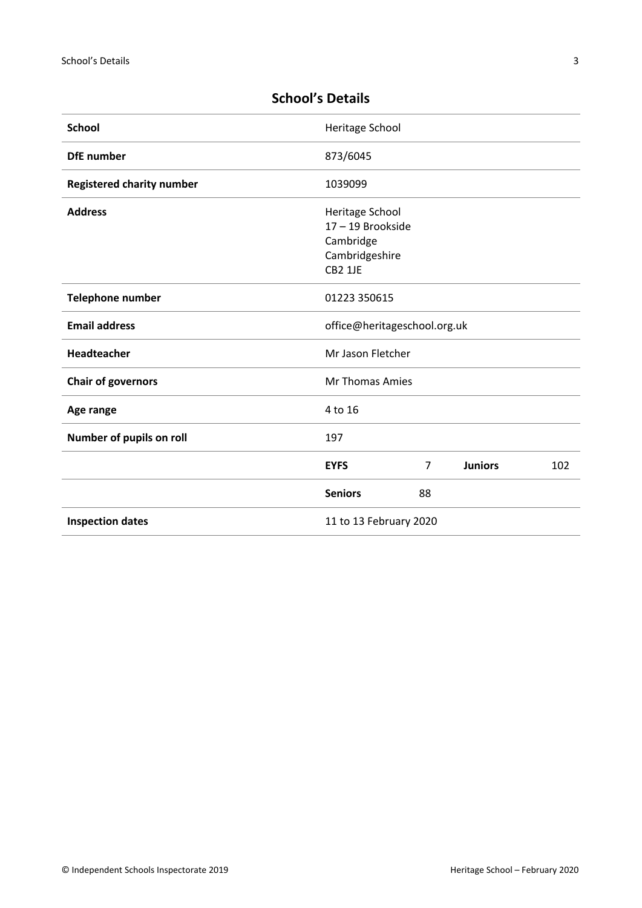## School's Details

| | | | | |
|---|---|---|---|---|
| **School** | Heritage School | | | |
| **DfE number** | 873/6045 | | | |
| **Registered charity number** | 1039099 | | | |
| **Address** | Heritage School<br>17 – 19 Brookside<br>Cambridge<br>Cambridgeshire<br>CB2 1JE | | | |
| **Telephone number** | 01223 350615 | | | |
| **Email address** | office@heritageschool.org.uk | | | |
| **Headteacher** | Mr Jason Fletcher | | | |
| **Chair of governors** | Mr Thomas Amies | | | |
| **Age range** | 4 to 16 | | | |
| **Number of pupils on roll** | 197 | | | |
| | **EYFS** | 7 | **Juniors** | 102 |
| | **Seniors** | 88 | | |
| **Inspection dates** | 11 to 13 February 2020 | | | |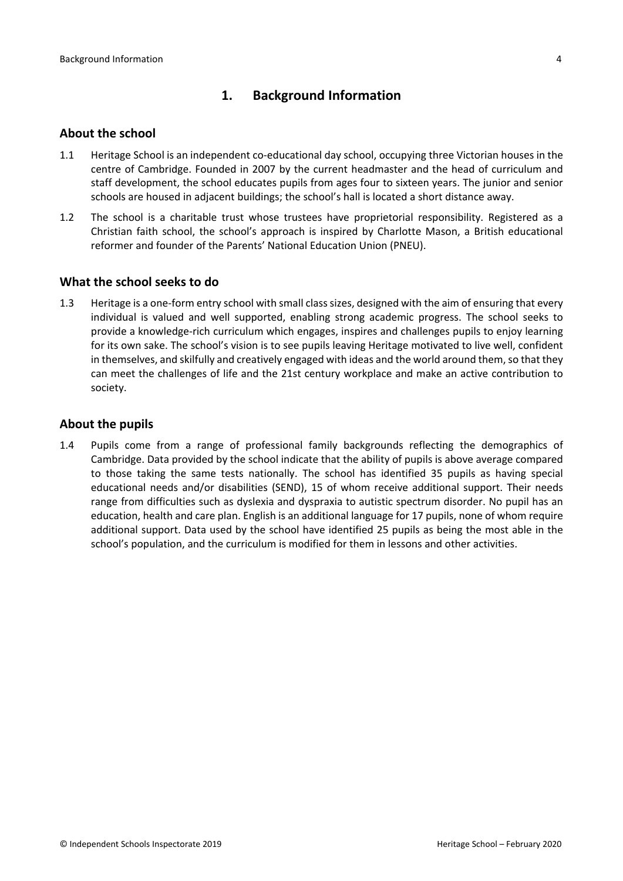# 1. Background Information

## About the school

1.1 Heritage School is an independent co-educational day school, occupying three Victorian houses in the centre of Cambridge. Founded in 2007 by the current headmaster and the head of curriculum and staff development, the school educates pupils from ages four to sixteen years. The junior and senior schools are housed in adjacent buildings; the school's hall is located a short distance away.

1.2 The school is a charitable trust whose trustees have proprietorial responsibility. Registered as a Christian faith school, the school's approach is inspired by Charlotte Mason, a British educational reformer and founder of the Parents' National Education Union (PNEU).

## What the school seeks to do

1.3 Heritage is a one-form entry school with small class sizes, designed with the aim of ensuring that every individual is valued and well supported, enabling strong academic progress. The school seeks to provide a knowledge-rich curriculum which engages, inspires and challenges pupils to enjoy learning for its own sake. The school's vision is to see pupils leaving Heritage motivated to live well, confident in themselves, and skilfully and creatively engaged with ideas and the world around them, so that they can meet the challenges of life and the 21st century workplace and make an active contribution to society.

## About the pupils

1.4 Pupils come from a range of professional family backgrounds reflecting the demographics of Cambridge. Data provided by the school indicate that the ability of pupils is above average compared to those taking the same tests nationally. The school has identified 35 pupils as having special educational needs and/or disabilities (SEND), 15 of whom receive additional support. Their needs range from difficulties such as dyslexia and dyspraxia to autistic spectrum disorder. No pupil has an education, health and care plan. English is an additional language for 17 pupils, none of whom require additional support. Data used by the school have identified 25 pupils as being the most able in the school's population, and the curriculum is modified for them in lessons and other activities.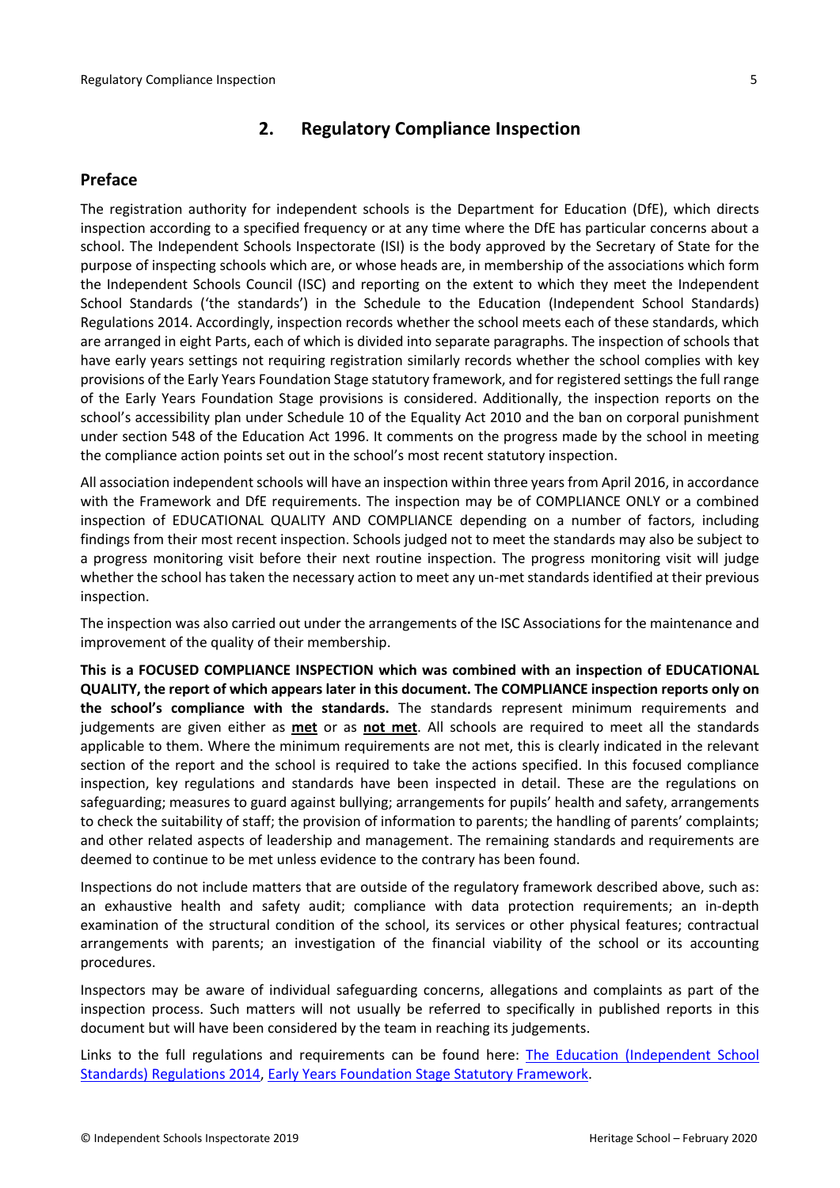## 2. Regulatory Compliance Inspection

### Preface

The registration authority for independent schools is the Department for Education (DfE), which directs inspection according to a specified frequency or at any time where the DfE has particular concerns about a school. The Independent Schools Inspectorate (ISI) is the body approved by the Secretary of State for the purpose of inspecting schools which are, or whose heads are, in membership of the associations which form the Independent Schools Council (ISC) and reporting on the extent to which they meet the Independent School Standards ('the standards') in the Schedule to the Education (Independent School Standards) Regulations 2014. Accordingly, inspection records whether the school meets each of these standards, which are arranged in eight Parts, each of which is divided into separate paragraphs. The inspection of schools that have early years settings not requiring registration similarly records whether the school complies with key provisions of the Early Years Foundation Stage statutory framework, and for registered settings the full range of the Early Years Foundation Stage provisions is considered. Additionally, the inspection reports on the school's accessibility plan under Schedule 10 of the Equality Act 2010 and the ban on corporal punishment under section 548 of the Education Act 1996. It comments on the progress made by the school in meeting the compliance action points set out in the school's most recent statutory inspection.

All association independent schools will have an inspection within three years from April 2016, in accordance with the Framework and DfE requirements. The inspection may be of COMPLIANCE ONLY or a combined inspection of EDUCATIONAL QUALITY AND COMPLIANCE depending on a number of factors, including findings from their most recent inspection. Schools judged not to meet the standards may also be subject to a progress monitoring visit before their next routine inspection. The progress monitoring visit will judge whether the school has taken the necessary action to meet any un-met standards identified at their previous inspection.

The inspection was also carried out under the arrangements of the ISC Associations for the maintenance and improvement of the quality of their membership.

**This is a FOCUSED COMPLIANCE INSPECTION which was combined with an inspection of EDUCATIONAL QUALITY, the report of which appears later in this document. The COMPLIANCE inspection reports only on the school's compliance with the standards.** The standards represent minimum requirements and judgements are given either as **met** or as **not met**. All schools are required to meet all the standards applicable to them. Where the minimum requirements are not met, this is clearly indicated in the relevant section of the report and the school is required to take the actions specified. In this focused compliance inspection, key regulations and standards have been inspected in detail. These are the regulations on safeguarding; measures to guard against bullying; arrangements for pupils' health and safety, arrangements to check the suitability of staff; the provision of information to parents; the handling of parents' complaints; and other related aspects of leadership and management. The remaining standards and requirements are deemed to continue to be met unless evidence to the contrary has been found.

Inspections do not include matters that are outside of the regulatory framework described above, such as: an exhaustive health and safety audit; compliance with data protection requirements; an in-depth examination of the structural condition of the school, its services or other physical features; contractual arrangements with parents; an investigation of the financial viability of the school or its accounting procedures.

Inspectors may be aware of individual safeguarding concerns, allegations and complaints as part of the inspection process. Such matters will not usually be referred to specifically in published reports in this document but will have been considered by the team in reaching its judgements.

Links to the full regulations and requirements can be found here: The Education (Independent School Standards) Regulations 2014, Early Years Foundation Stage Statutory Framework.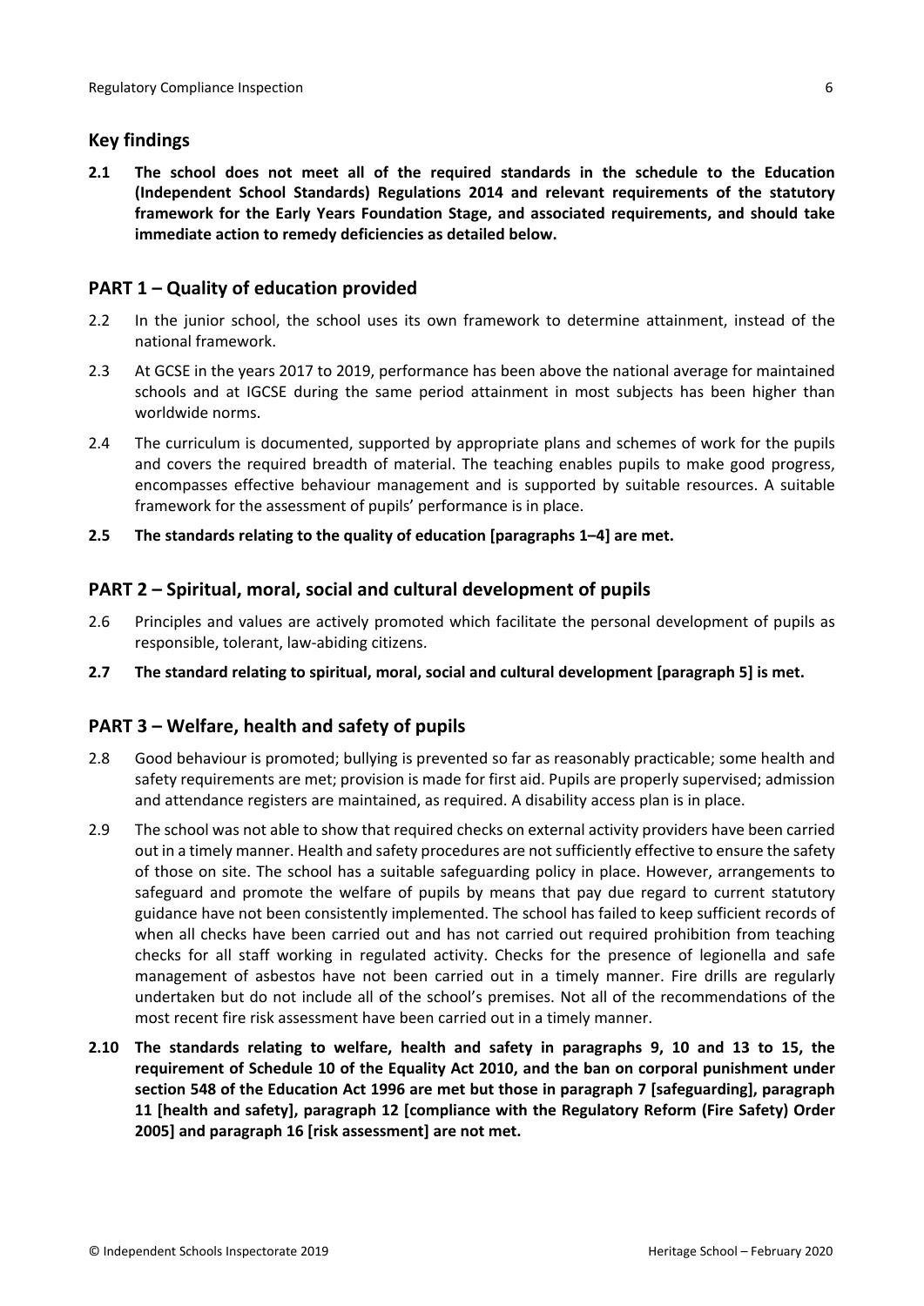## Key findings

**2.1 The school does not meet all of the required standards in the schedule to the Education (Independent School Standards) Regulations 2014 and relevant requirements of the statutory framework for the Early Years Foundation Stage, and associated requirements, and should take immediate action to remedy deficiencies as detailed below.**

## PART 1 – Quality of education provided

2.2 In the junior school, the school uses its own framework to determine attainment, instead of the national framework.

2.3 At GCSE in the years 2017 to 2019, performance has been above the national average for maintained schools and at IGCSE during the same period attainment in most subjects has been higher than worldwide norms.

2.4 The curriculum is documented, supported by appropriate plans and schemes of work for the pupils and covers the required breadth of material. The teaching enables pupils to make good progress, encompasses effective behaviour management and is supported by suitable resources. A suitable framework for the assessment of pupils' performance is in place.

**2.5 The standards relating to the quality of education [paragraphs 1–4] are met.**

## PART 2 – Spiritual, moral, social and cultural development of pupils

2.6 Principles and values are actively promoted which facilitate the personal development of pupils as responsible, tolerant, law-abiding citizens.

**2.7 The standard relating to spiritual, moral, social and cultural development [paragraph 5] is met.**

## PART 3 – Welfare, health and safety of pupils

2.8 Good behaviour is promoted; bullying is prevented so far as reasonably practicable; some health and safety requirements are met; provision is made for first aid. Pupils are properly supervised; admission and attendance registers are maintained, as required. A disability access plan is in place.

2.9 The school was not able to show that required checks on external activity providers have been carried out in a timely manner. Health and safety procedures are not sufficiently effective to ensure the safety of those on site. The school has a suitable safeguarding policy in place. However, arrangements to safeguard and promote the welfare of pupils by means that pay due regard to current statutory guidance have not been consistently implemented. The school has failed to keep sufficient records of when all checks have been carried out and has not carried out required prohibition from teaching checks for all staff working in regulated activity. Checks for the presence of legionella and safe management of asbestos have not been carried out in a timely manner. Fire drills are regularly undertaken but do not include all of the school's premises. Not all of the recommendations of the most recent fire risk assessment have been carried out in a timely manner.

**2.10 The standards relating to welfare, health and safety in paragraphs 9, 10 and 13 to 15, the requirement of Schedule 10 of the Equality Act 2010, and the ban on corporal punishment under section 548 of the Education Act 1996 are met but those in paragraph 7 [safeguarding], paragraph 11 [health and safety], paragraph 12 [compliance with the Regulatory Reform (Fire Safety) Order 2005] and paragraph 16 [risk assessment] are not met.**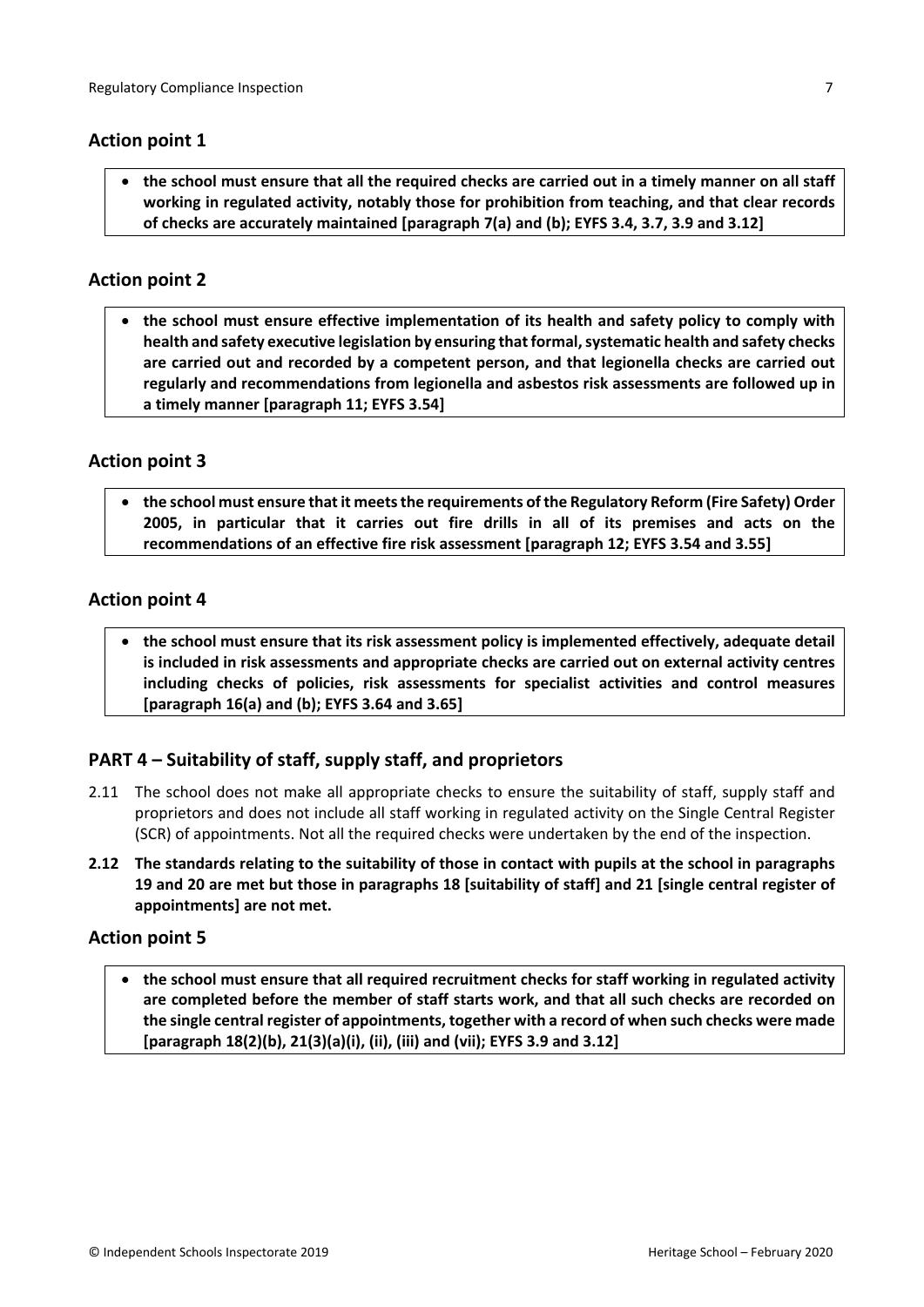### Action point 1

- **the school must ensure that all the required checks are carried out in a timely manner on all staff working in regulated activity, notably those for prohibition from teaching, and that clear records of checks are accurately maintained [paragraph 7(a) and (b); EYFS 3.4, 3.7, 3.9 and 3.12]**

### Action point 2

- **the school must ensure effective implementation of its health and safety policy to comply with health and safety executive legislation by ensuring that formal, systematic health and safety checks are carried out and recorded by a competent person, and that legionella checks are carried out regularly and recommendations from legionella and asbestos risk assessments are followed up in a timely manner [paragraph 11; EYFS 3.54]**

### Action point 3

- **the school must ensure that it meets the requirements of the Regulatory Reform (Fire Safety) Order 2005, in particular that it carries out fire drills in all of its premises and acts on the recommendations of an effective fire risk assessment [paragraph 12; EYFS 3.54 and 3.55]**

### Action point 4

- **the school must ensure that its risk assessment policy is implemented effectively, adequate detail is included in risk assessments and appropriate checks are carried out on external activity centres including checks of policies, risk assessments for specialist activities and control measures [paragraph 16(a) and (b); EYFS 3.64 and 3.65]**

## PART 4 – Suitability of staff, supply staff, and proprietors

2.11 The school does not make all appropriate checks to ensure the suitability of staff, supply staff and proprietors and does not include all staff working in regulated activity on the Single Central Register (SCR) of appointments. Not all the required checks were undertaken by the end of the inspection.

**2.12 The standards relating to the suitability of those in contact with pupils at the school in paragraphs 19 and 20 are met but those in paragraphs 18 [suitability of staff] and 21 [single central register of appointments] are not met.**

### Action point 5

- **the school must ensure that all required recruitment checks for staff working in regulated activity are completed before the member of staff starts work, and that all such checks are recorded on the single central register of appointments, together with a record of when such checks were made [paragraph 18(2)(b), 21(3)(a)(i), (ii), (iii) and (vii); EYFS 3.9 and 3.12]**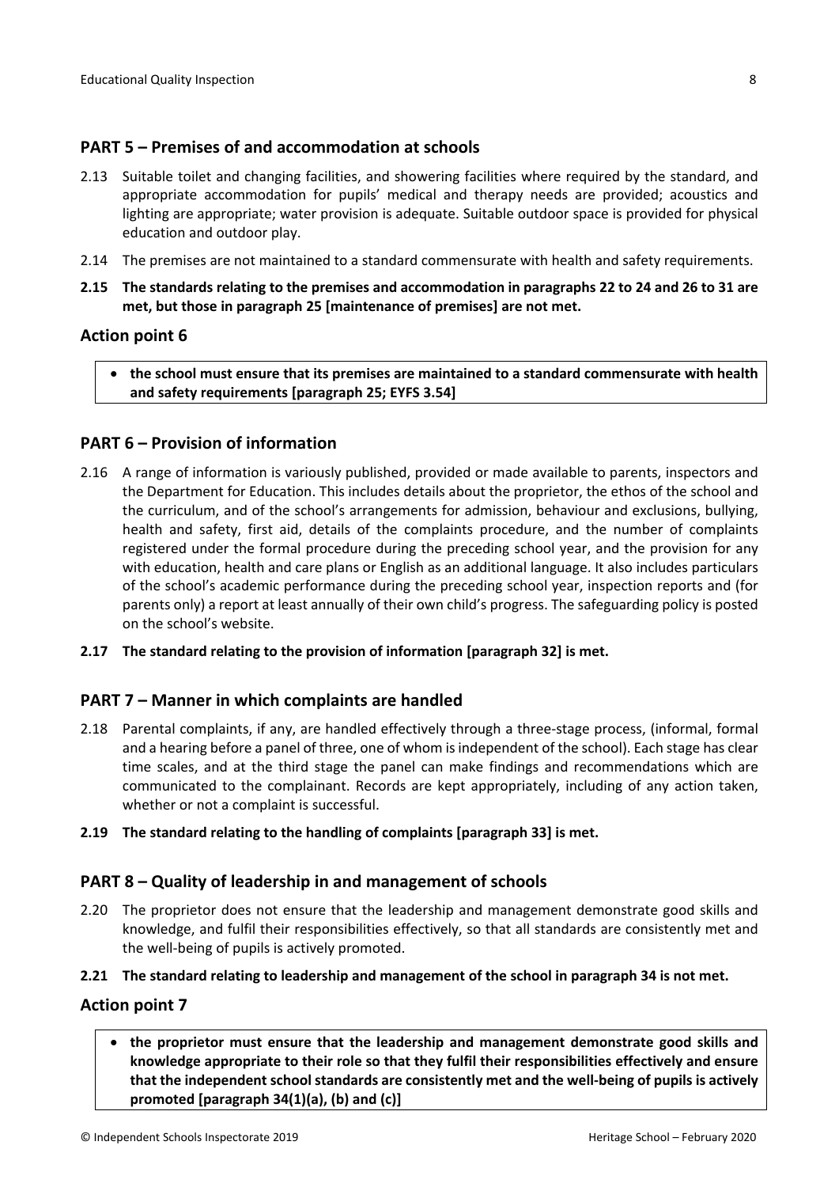## PART 5 – Premises of and accommodation at schools

2.13 Suitable toilet and changing facilities, and showering facilities where required by the standard, and appropriate accommodation for pupils' medical and therapy needs are provided; acoustics and lighting are appropriate; water provision is adequate. Suitable outdoor space is provided for physical education and outdoor play.

2.14 The premises are not maintained to a standard commensurate with health and safety requirements.

**2.15 The standards relating to the premises and accommodation in paragraphs 22 to 24 and 26 to 31 are met, but those in paragraph 25 [maintenance of premises] are not met.**

## Action point 6

- **the school must ensure that its premises are maintained to a standard commensurate with health and safety requirements [paragraph 25; EYFS 3.54]**

## PART 6 – Provision of information

2.16 A range of information is variously published, provided or made available to parents, inspectors and the Department for Education. This includes details about the proprietor, the ethos of the school and the curriculum, and of the school's arrangements for admission, behaviour and exclusions, bullying, health and safety, first aid, details of the complaints procedure, and the number of complaints registered under the formal procedure during the preceding school year, and the provision for any with education, health and care plans or English as an additional language. It also includes particulars of the school's academic performance during the preceding school year, inspection reports and (for parents only) a report at least annually of their own child's progress. The safeguarding policy is posted on the school's website.

**2.17 The standard relating to the provision of information [paragraph 32] is met.**

## PART 7 – Manner in which complaints are handled

2.18 Parental complaints, if any, are handled effectively through a three-stage process, (informal, formal and a hearing before a panel of three, one of whom is independent of the school). Each stage has clear time scales, and at the third stage the panel can make findings and recommendations which are communicated to the complainant. Records are kept appropriately, including of any action taken, whether or not a complaint is successful.

**2.19 The standard relating to the handling of complaints [paragraph 33] is met.**

## PART 8 – Quality of leadership in and management of schools

2.20 The proprietor does not ensure that the leadership and management demonstrate good skills and knowledge, and fulfil their responsibilities effectively, so that all standards are consistently met and the well-being of pupils is actively promoted.

**2.21 The standard relating to leadership and management of the school in paragraph 34 is not met.**

## Action point 7

- **the proprietor must ensure that the leadership and management demonstrate good skills and knowledge appropriate to their role so that they fulfil their responsibilities effectively and ensure that the independent school standards are consistently met and the well-being of pupils is actively promoted [paragraph 34(1)(a), (b) and (c)]**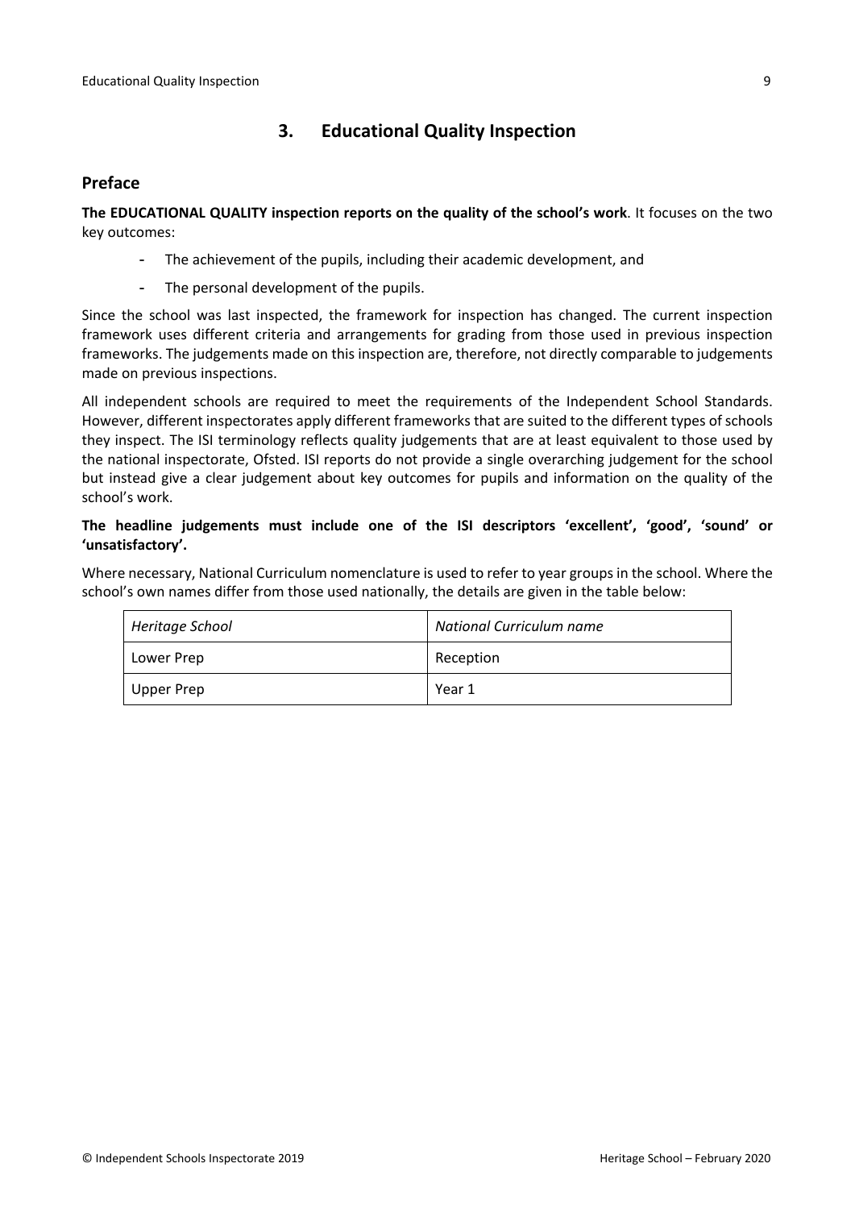## 3. Educational Quality Inspection

### Preface

**The EDUCATIONAL QUALITY inspection reports on the quality of the school's work**. It focuses on the two key outcomes:

- The achievement of the pupils, including their academic development, and
- The personal development of the pupils.

Since the school was last inspected, the framework for inspection has changed. The current inspection framework uses different criteria and arrangements for grading from those used in previous inspection frameworks. The judgements made on this inspection are, therefore, not directly comparable to judgements made on previous inspections.

All independent schools are required to meet the requirements of the Independent School Standards. However, different inspectorates apply different frameworks that are suited to the different types of schools they inspect. The ISI terminology reflects quality judgements that are at least equivalent to those used by the national inspectorate, Ofsted. ISI reports do not provide a single overarching judgement for the school but instead give a clear judgement about key outcomes for pupils and information on the quality of the school's work.

**The headline judgements must include one of the ISI descriptors 'excellent', 'good', 'sound' or 'unsatisfactory'.**

Where necessary, National Curriculum nomenclature is used to refer to year groups in the school. Where the school's own names differ from those used nationally, the details are given in the table below:

| *Heritage School* | *National Curriculum name* |
|---|---|
| Lower Prep | Reception |
| Upper Prep | Year 1 |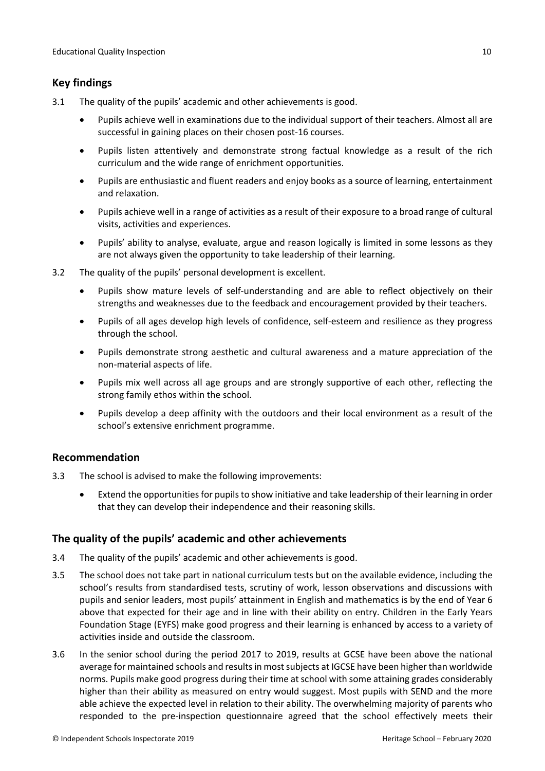## Key findings

3.1 The quality of the pupils' academic and other achievements is good.

- Pupils achieve well in examinations due to the individual support of their teachers. Almost all are successful in gaining places on their chosen post-16 courses.
- Pupils listen attentively and demonstrate strong factual knowledge as a result of the rich curriculum and the wide range of enrichment opportunities.
- Pupils are enthusiastic and fluent readers and enjoy books as a source of learning, entertainment and relaxation.
- Pupils achieve well in a range of activities as a result of their exposure to a broad range of cultural visits, activities and experiences.
- Pupils' ability to analyse, evaluate, argue and reason logically is limited in some lessons as they are not always given the opportunity to take leadership of their learning.

3.2 The quality of the pupils' personal development is excellent.

- Pupils show mature levels of self-understanding and are able to reflect objectively on their strengths and weaknesses due to the feedback and encouragement provided by their teachers.
- Pupils of all ages develop high levels of confidence, self-esteem and resilience as they progress through the school.
- Pupils demonstrate strong aesthetic and cultural awareness and a mature appreciation of the non-material aspects of life.
- Pupils mix well across all age groups and are strongly supportive of each other, reflecting the strong family ethos within the school.
- Pupils develop a deep affinity with the outdoors and their local environment as a result of the school's extensive enrichment programme.

## Recommendation

3.3 The school is advised to make the following improvements:

- Extend the opportunities for pupils to show initiative and take leadership of their learning in order that they can develop their independence and their reasoning skills.

## The quality of the pupils' academic and other achievements

3.4 The quality of the pupils' academic and other achievements is good.

3.5 The school does not take part in national curriculum tests but on the available evidence, including the school's results from standardised tests, scrutiny of work, lesson observations and discussions with pupils and senior leaders, most pupils' attainment in English and mathematics is by the end of Year 6 above that expected for their age and in line with their ability on entry. Children in the Early Years Foundation Stage (EYFS) make good progress and their learning is enhanced by access to a variety of activities inside and outside the classroom.

3.6 In the senior school during the period 2017 to 2019, results at GCSE have been above the national average for maintained schools and results in most subjects at IGCSE have been higher than worldwide norms. Pupils make good progress during their time at school with some attaining grades considerably higher than their ability as measured on entry would suggest. Most pupils with SEND and the more able achieve the expected level in relation to their ability. The overwhelming majority of parents who responded to the pre-inspection questionnaire agreed that the school effectively meets their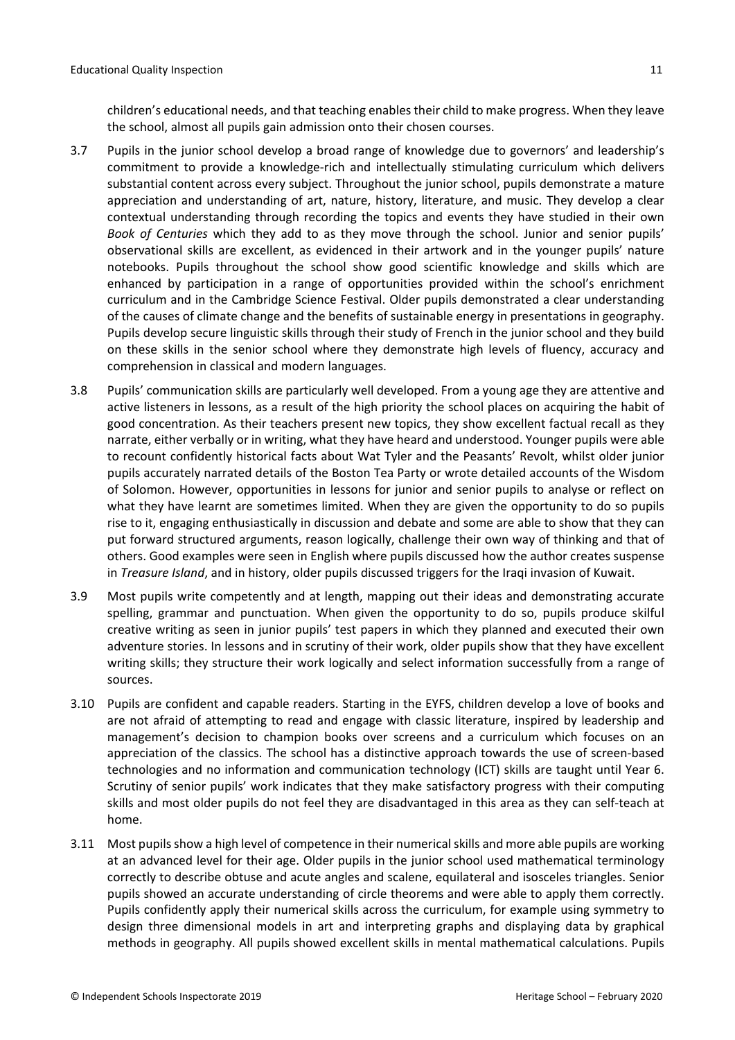children's educational needs, and that teaching enables their child to make progress. When they leave the school, almost all pupils gain admission onto their chosen courses.

3.7 Pupils in the junior school develop a broad range of knowledge due to governors' and leadership's commitment to provide a knowledge-rich and intellectually stimulating curriculum which delivers substantial content across every subject. Throughout the junior school, pupils demonstrate a mature appreciation and understanding of art, nature, history, literature, and music. They develop a clear contextual understanding through recording the topics and events they have studied in their own *Book of Centuries* which they add to as they move through the school. Junior and senior pupils' observational skills are excellent, as evidenced in their artwork and in the younger pupils' nature notebooks. Pupils throughout the school show good scientific knowledge and skills which are enhanced by participation in a range of opportunities provided within the school's enrichment curriculum and in the Cambridge Science Festival. Older pupils demonstrated a clear understanding of the causes of climate change and the benefits of sustainable energy in presentations in geography. Pupils develop secure linguistic skills through their study of French in the junior school and they build on these skills in the senior school where they demonstrate high levels of fluency, accuracy and comprehension in classical and modern languages.

3.8 Pupils' communication skills are particularly well developed. From a young age they are attentive and active listeners in lessons, as a result of the high priority the school places on acquiring the habit of good concentration. As their teachers present new topics, they show excellent factual recall as they narrate, either verbally or in writing, what they have heard and understood. Younger pupils were able to recount confidently historical facts about Wat Tyler and the Peasants' Revolt, whilst older junior pupils accurately narrated details of the Boston Tea Party or wrote detailed accounts of the Wisdom of Solomon. However, opportunities in lessons for junior and senior pupils to analyse or reflect on what they have learnt are sometimes limited. When they are given the opportunity to do so pupils rise to it, engaging enthusiastically in discussion and debate and some are able to show that they can put forward structured arguments, reason logically, challenge their own way of thinking and that of others. Good examples were seen in English where pupils discussed how the author creates suspense in *Treasure Island*, and in history, older pupils discussed triggers for the Iraqi invasion of Kuwait.

3.9 Most pupils write competently and at length, mapping out their ideas and demonstrating accurate spelling, grammar and punctuation. When given the opportunity to do so, pupils produce skilful creative writing as seen in junior pupils' test papers in which they planned and executed their own adventure stories. In lessons and in scrutiny of their work, older pupils show that they have excellent writing skills; they structure their work logically and select information successfully from a range of sources.

3.10 Pupils are confident and capable readers. Starting in the EYFS, children develop a love of books and are not afraid of attempting to read and engage with classic literature, inspired by leadership and management's decision to champion books over screens and a curriculum which focuses on an appreciation of the classics. The school has a distinctive approach towards the use of screen-based technologies and no information and communication technology (ICT) skills are taught until Year 6. Scrutiny of senior pupils' work indicates that they make satisfactory progress with their computing skills and most older pupils do not feel they are disadvantaged in this area as they can self-teach at home.

3.11 Most pupils show a high level of competence in their numerical skills and more able pupils are working at an advanced level for their age. Older pupils in the junior school used mathematical terminology correctly to describe obtuse and acute angles and scalene, equilateral and isosceles triangles. Senior pupils showed an accurate understanding of circle theorems and were able to apply them correctly. Pupils confidently apply their numerical skills across the curriculum, for example using symmetry to design three dimensional models in art and interpreting graphs and displaying data by graphical methods in geography. All pupils showed excellent skills in mental mathematical calculations. Pupils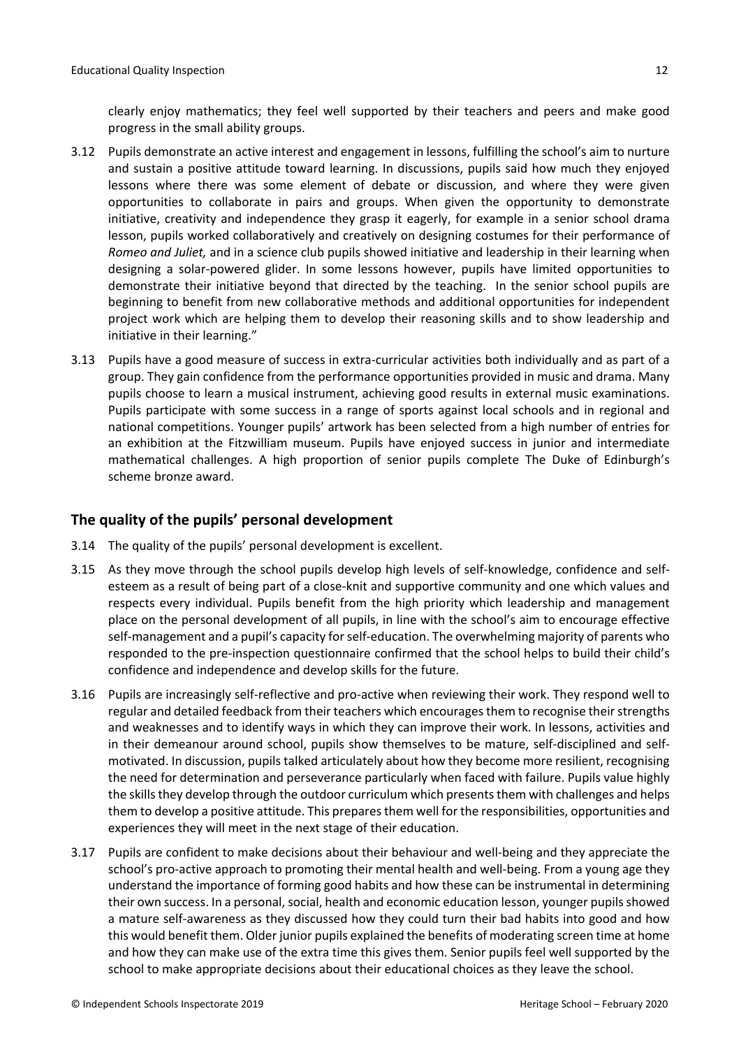clearly enjoy mathematics; they feel well supported by their teachers and peers and make good progress in the small ability groups.

3.12 Pupils demonstrate an active interest and engagement in lessons, fulfilling the school's aim to nurture and sustain a positive attitude toward learning. In discussions, pupils said how much they enjoyed lessons where there was some element of debate or discussion, and where they were given opportunities to collaborate in pairs and groups. When given the opportunity to demonstrate initiative, creativity and independence they grasp it eagerly, for example in a senior school drama lesson, pupils worked collaboratively and creatively on designing costumes for their performance of *Romeo and Juliet,* and in a science club pupils showed initiative and leadership in their learning when designing a solar-powered glider. In some lessons however, pupils have limited opportunities to demonstrate their initiative beyond that directed by the teaching. In the senior school pupils are beginning to benefit from new collaborative methods and additional opportunities for independent project work which are helping them to develop their reasoning skills and to show leadership and initiative in their learning."

3.13 Pupils have a good measure of success in extra-curricular activities both individually and as part of a group. They gain confidence from the performance opportunities provided in music and drama. Many pupils choose to learn a musical instrument, achieving good results in external music examinations. Pupils participate with some success in a range of sports against local schools and in regional and national competitions. Younger pupils' artwork has been selected from a high number of entries for an exhibition at the Fitzwilliam museum. Pupils have enjoyed success in junior and intermediate mathematical challenges. A high proportion of senior pupils complete The Duke of Edinburgh's scheme bronze award.

## The quality of the pupils' personal development

3.14 The quality of the pupils' personal development is excellent.

3.15 As they move through the school pupils develop high levels of self-knowledge, confidence and self-esteem as a result of being part of a close-knit and supportive community and one which values and respects every individual. Pupils benefit from the high priority which leadership and management place on the personal development of all pupils, in line with the school's aim to encourage effective self-management and a pupil's capacity for self-education. The overwhelming majority of parents who responded to the pre-inspection questionnaire confirmed that the school helps to build their child's confidence and independence and develop skills for the future.

3.16 Pupils are increasingly self-reflective and pro-active when reviewing their work. They respond well to regular and detailed feedback from their teachers which encourages them to recognise their strengths and weaknesses and to identify ways in which they can improve their work. In lessons, activities and in their demeanour around school, pupils show themselves to be mature, self-disciplined and self-motivated. In discussion, pupils talked articulately about how they become more resilient, recognising the need for determination and perseverance particularly when faced with failure. Pupils value highly the skills they develop through the outdoor curriculum which presents them with challenges and helps them to develop a positive attitude. This prepares them well for the responsibilities, opportunities and experiences they will meet in the next stage of their education.

3.17 Pupils are confident to make decisions about their behaviour and well-being and they appreciate the school's pro-active approach to promoting their mental health and well-being. From a young age they understand the importance of forming good habits and how these can be instrumental in determining their own success. In a personal, social, health and economic education lesson, younger pupils showed a mature self-awareness as they discussed how they could turn their bad habits into good and how this would benefit them. Older junior pupils explained the benefits of moderating screen time at home and how they can make use of the extra time this gives them. Senior pupils feel well supported by the school to make appropriate decisions about their educational choices as they leave the school.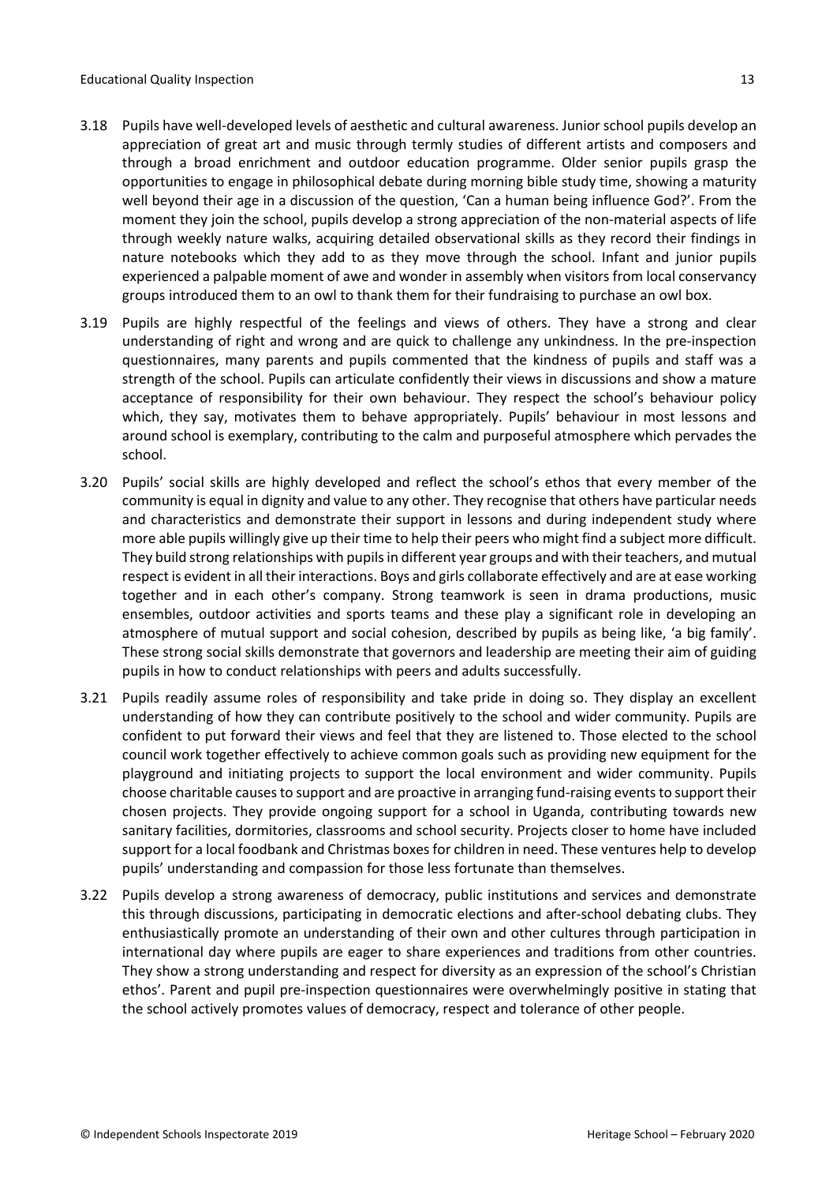3.18 Pupils have well-developed levels of aesthetic and cultural awareness. Junior school pupils develop an appreciation of great art and music through termly studies of different artists and composers and through a broad enrichment and outdoor education programme. Older senior pupils grasp the opportunities to engage in philosophical debate during morning bible study time, showing a maturity well beyond their age in a discussion of the question, 'Can a human being influence God?'. From the moment they join the school, pupils develop a strong appreciation of the non-material aspects of life through weekly nature walks, acquiring detailed observational skills as they record their findings in nature notebooks which they add to as they move through the school. Infant and junior pupils experienced a palpable moment of awe and wonder in assembly when visitors from local conservancy groups introduced them to an owl to thank them for their fundraising to purchase an owl box.

3.19 Pupils are highly respectful of the feelings and views of others. They have a strong and clear understanding of right and wrong and are quick to challenge any unkindness. In the pre-inspection questionnaires, many parents and pupils commented that the kindness of pupils and staff was a strength of the school. Pupils can articulate confidently their views in discussions and show a mature acceptance of responsibility for their own behaviour. They respect the school's behaviour policy which, they say, motivates them to behave appropriately. Pupils' behaviour in most lessons and around school is exemplary, contributing to the calm and purposeful atmosphere which pervades the school.

3.20 Pupils' social skills are highly developed and reflect the school's ethos that every member of the community is equal in dignity and value to any other. They recognise that others have particular needs and characteristics and demonstrate their support in lessons and during independent study where more able pupils willingly give up their time to help their peers who might find a subject more difficult. They build strong relationships with pupils in different year groups and with their teachers, and mutual respect is evident in all their interactions. Boys and girls collaborate effectively and are at ease working together and in each other's company. Strong teamwork is seen in drama productions, music ensembles, outdoor activities and sports teams and these play a significant role in developing an atmosphere of mutual support and social cohesion, described by pupils as being like, 'a big family'. These strong social skills demonstrate that governors and leadership are meeting their aim of guiding pupils in how to conduct relationships with peers and adults successfully.

3.21 Pupils readily assume roles of responsibility and take pride in doing so. They display an excellent understanding of how they can contribute positively to the school and wider community. Pupils are confident to put forward their views and feel that they are listened to. Those elected to the school council work together effectively to achieve common goals such as providing new equipment for the playground and initiating projects to support the local environment and wider community. Pupils choose charitable causes to support and are proactive in arranging fund-raising events to support their chosen projects. They provide ongoing support for a school in Uganda, contributing towards new sanitary facilities, dormitories, classrooms and school security. Projects closer to home have included support for a local foodbank and Christmas boxes for children in need. These ventures help to develop pupils' understanding and compassion for those less fortunate than themselves.

3.22 Pupils develop a strong awareness of democracy, public institutions and services and demonstrate this through discussions, participating in democratic elections and after-school debating clubs. They enthusiastically promote an understanding of their own and other cultures through participation in international day where pupils are eager to share experiences and traditions from other countries. They show a strong understanding and respect for diversity as an expression of the school's Christian ethos'. Parent and pupil pre-inspection questionnaires were overwhelmingly positive in stating that the school actively promotes values of democracy, respect and tolerance of other people.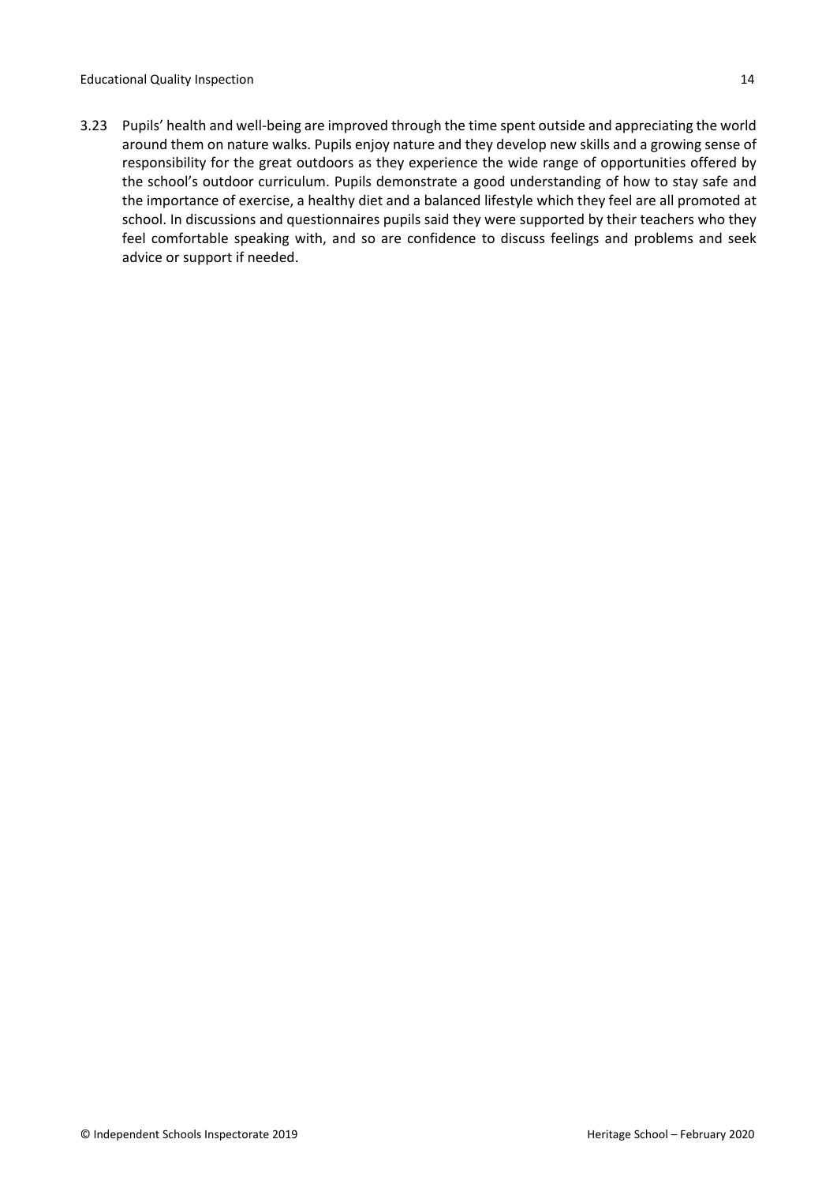3.23 Pupils' health and well-being are improved through the time spent outside and appreciating the world around them on nature walks. Pupils enjoy nature and they develop new skills and a growing sense of responsibility for the great outdoors as they experience the wide range of opportunities offered by the school's outdoor curriculum. Pupils demonstrate a good understanding of how to stay safe and the importance of exercise, a healthy diet and a balanced lifestyle which they feel are all promoted at school. In discussions and questionnaires pupils said they were supported by their teachers who they feel comfortable speaking with, and so are confidence to discuss feelings and problems and seek advice or support if needed.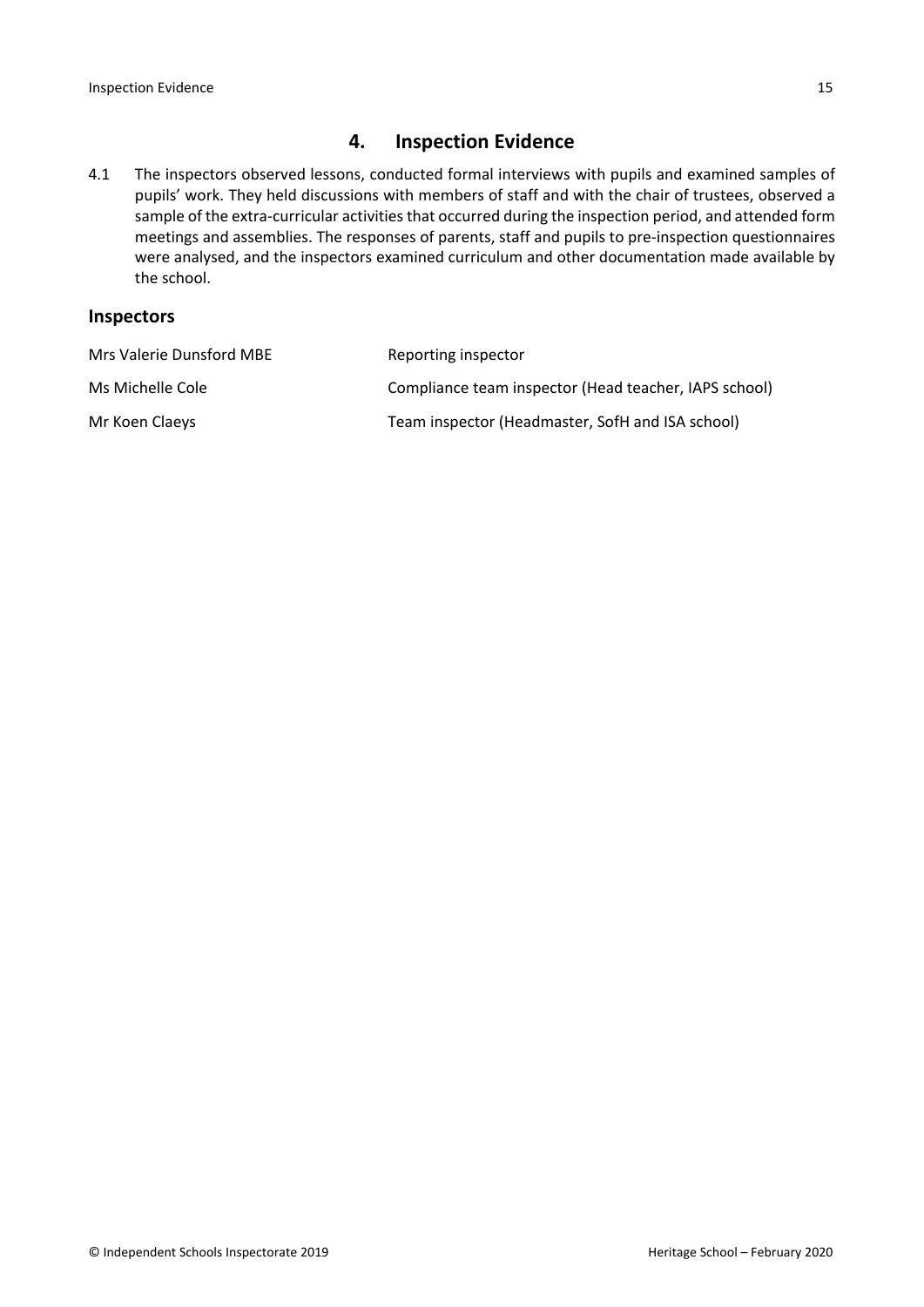## 4. Inspection Evidence

4.1 The inspectors observed lessons, conducted formal interviews with pupils and examined samples of pupils' work. They held discussions with members of staff and with the chair of trustees, observed a sample of the extra-curricular activities that occurred during the inspection period, and attended form meetings and assemblies. The responses of parents, staff and pupils to pre-inspection questionnaires were analysed, and the inspectors examined curriculum and other documentation made available by the school.

### Inspectors

| | |
|---|---|
| Mrs Valerie Dunsford MBE | Reporting inspector |
| Ms Michelle Cole | Compliance team inspector (Head teacher, IAPS school) |
| Mr Koen Claeys | Team inspector (Headmaster, SofH and ISA school) |